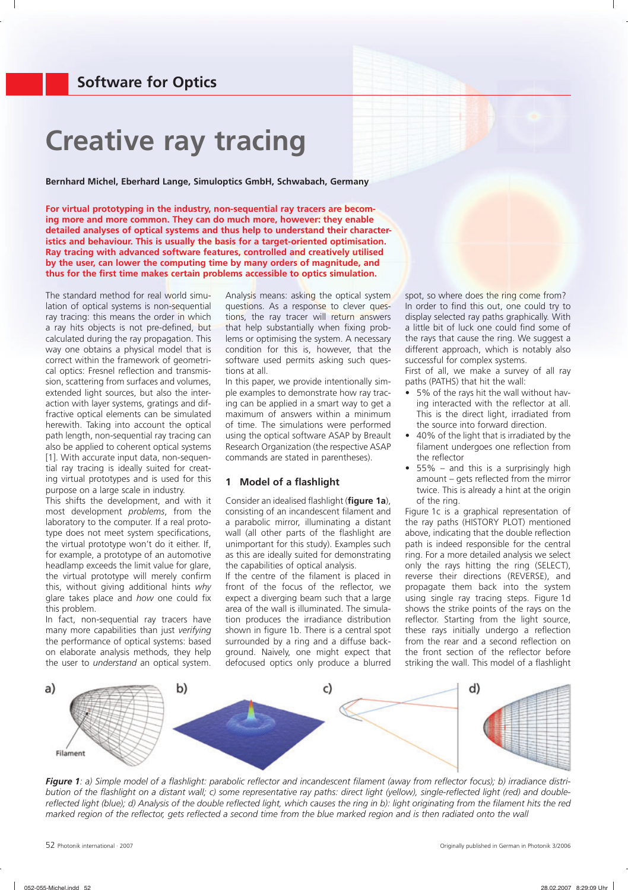## Software for Optics

# Creative ray tracing

**Bernhard Michel, Eberhard Lange, Simuloptics GmbH, Schwabach, Germany**

**For virtual prototyping in the industry, non-sequential ray tracers are becoming more and more common. They can do much more, however: they enable detailed analyses of optical systems and thus help to understand their characteristics and behaviour. This is usually the basis for a target-oriented optimisation. Ray tracing with advanced software features, controlled and creatively utilised by the user, can lower the computing time by many orders of magnitude, and thus for the first time makes certain problems accessible to optics simulation.**

The standard method for real world simulation of optical systems is non-sequential ray tracing: this means the order in which a ray hits objects is not pre-defined, but calculated during the ray propagation. This way one obtains a physical model that is correct within the framework of geometrical optics: Fresnel reflection and transmission, scattering from surfaces and volumes, extended light sources, but also the interaction with layer systems, gratings and diffractive optical elements can be simulated herewith. Taking into account the optical path length, non-sequential ray tracing can also be applied to coherent optical systems [1]. With accurate input data, non-sequential ray tracing is ideally suited for creating virtual prototypes and is used for this purpose on a large scale in industry.

This shifts the development, and with it most development *problems*, from the laboratory to the computer. If a real prototype does not meet system specifications, the virtual prototype won't do it either. If, for example, a prototype of an automotive headlamp exceeds the limit value for glare, the virtual prototype will merely confirm this, without giving additional hints *why* glare takes place and *how* one could fix this problem.

In fact, non-sequential ray tracers have many more capabilities than just *verifying* the performance of optical systems: based on elaborate analysis methods, they help the user to *understand* an optical system. Analysis means: asking the optical system questions. As a response to clever questions, the ray tracer will return answers that help substantially when fixing problems or optimising the system. A necessary condition for this is, however, that the software used permits asking such questions at all.

In this paper, we provide intentionally simple examples to demonstrate how ray tracing can be applied in a smart way to get a maximum of answers within a minimum of time. The simulations were performed using the optical software ASAP by Breault Research Organization (the respective ASAP commands are stated in parentheses).

## 1 Model of a flashlight

Consider an idealised flashlight (**figure 1a**), consisting of an incandescent filament and a parabolic mirror, illuminating a distant wall (all other parts of the flashlight are unimportant for this study). Examples such as this are ideally suited for demonstrating the capabilities of optical analysis.

If the centre of the filament is placed in front of the focus of the reflector, we expect a diverging beam such that a large area of the wall is illuminated. The simulation produces the irradiance distribution shown in figure 1b. There is a central spot surrounded by a ring and a diffuse background. Naively, one might expect that defocused optics only produce a blurred spot, so where does the ring come from?

In order to find this out, one could try to display selected ray paths graphically. With a little bit of luck one could find some of the rays that cause the ring. We suggest a different approach, which is notably also successful for complex systems.

First of all, we make a survey of all ray paths (PATHS) that hit the wall:

- 5% of the rays hit the wall without having interacted with the reflector at all. This is the direct light, irradiated from the source into forward direction.
- 40% of the light that is irradiated by the filament undergoes one reflection from the reflector
- 55% – and this is a surprisingly high amount – gets reflected from the mirror twice. This is already a hint at the origin of the ring.

Figure 1c is a graphical representation of the ray paths (HISTORY PLOT) mentioned above, indicating that the double reflection path is indeed responsible for the central ring. For a more detailed analysis we select only the rays hitting the ring (SELECT), reverse their directions (REVERSE), and propagate them back into the system using single ray tracing steps. Figure 1d shows the strike points of the rays on the reflector. Starting from the light source, these rays initially undergo a reflection from the rear and a second reflection on the front section of the reflector before striking the wall. This model of a flashlight

*Figure 1: a) Simple model of a flashlight: parabolic reflector and incandescent filament (away from reflector focus); b) irradiance distribution of the flashlight on a distant wall; c) some representative ray paths: direct light (yellow), single-reflected light (red) and double-reflected light (blue); d) Analysis of the double reflected light, which causes the ring in b): light originating from the filament hits the red marked region of the reflector, gets reflected a second time from the blue marked region and is then radiated onto the wall*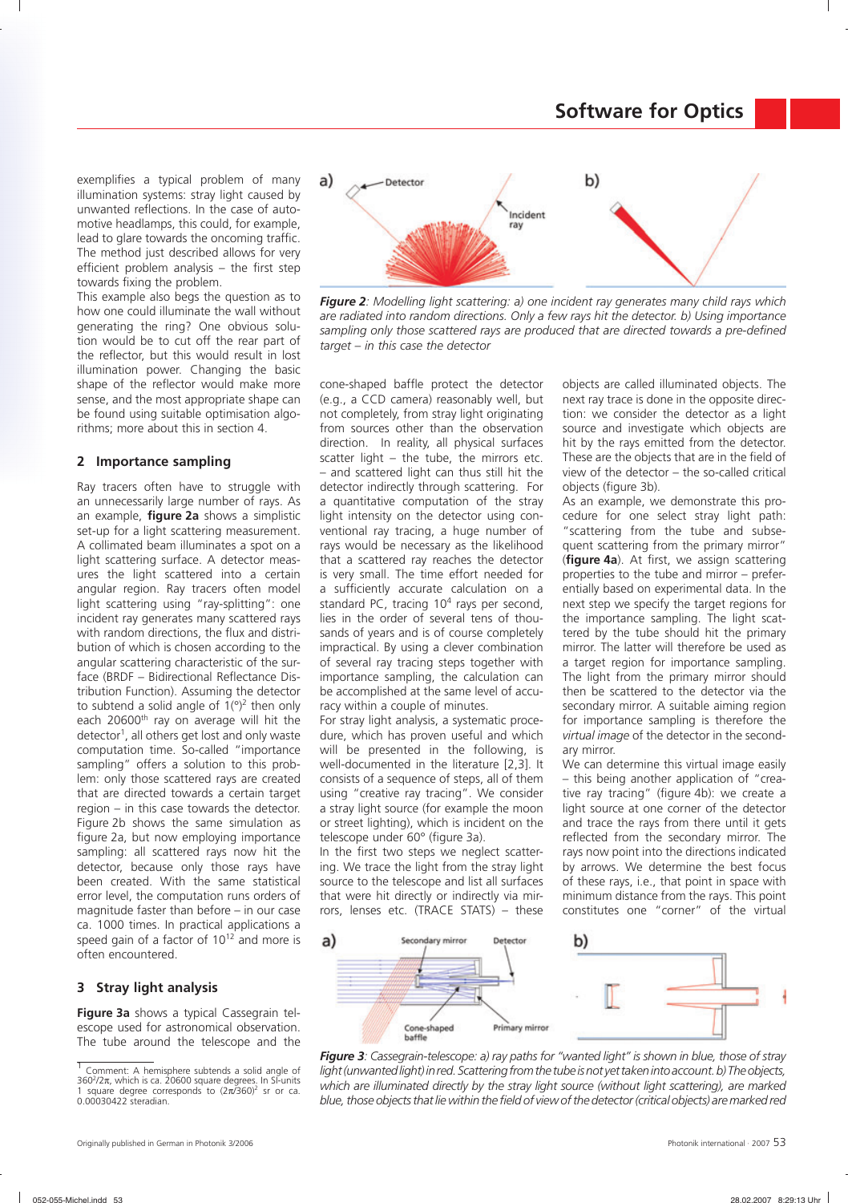exemplifies a typical problem of many illumination systems: stray light caused by unwanted reflections. In the case of automotive headlamps, this could, for example, lead to glare towards the oncoming traffic. The method just described allows for very efficient problem analysis – the first step towards fixing the problem.

This example also begs the question as to how one could illuminate the wall without generating the ring? One obvious solution would be to cut off the rear part of the reflector, but this would result in lost illumination power. Changing the basic shape of the reflector would make more sense, and the most appropriate shape can be found using suitable optimisation algorithms; more about this in section 4.

## 2 Importance sampling

Ray tracers often have to struggle with an unnecessarily large number of rays. As an example, **figure 2a** shows a simplistic set-up for a light scattering measurement. A collimated beam illuminates a spot on a light scattering surface. A detector measures the light scattered into a certain angular region. Ray tracers often model light scattering using "ray-splitting": one incident ray generates many scattered rays with random directions, the flux and distribution of which is chosen according to the angular scattering characteristic of the surface (BRDF – Bidirectional Reflectance Distribution Function). Assuming the detector to subtend a solid angle of $1 (°)^2$ then only each 20600th ray on average will hit the detector[1], all others get lost and only waste computation time. So-called "importance sampling" offers a solution to this problem: only those scattered rays are created that are directed towards a certain target region – in this case towards the detector. Figure 2b shows the same simulation as figure 2a, but now employing importance sampling: all scattered rays now hit the detector, because only those rays have been created. With the same statistical error level, the computation runs orders of magnitude faster than before – in our case ca. 1000 times. In practical applications a speed gain of a factor of $10^{12}$ and more is often encountered.

## 3 Stray light analysis

**Figure 3a** shows a typical Cassegrain telescope used for astronomical observation. The tube around the telescope and the cone-shaped baffle protect the detector (e.g., a CCD camera) reasonably well, but not completely, from stray light originating from sources other than the observation direction. In reality, all physical surfaces scatter light – the tube, the mirrors etc. – and scattered light can thus still hit the detector indirectly through scattering. For a sufficiently accurate calculation on a quantitative computation of the stray light intensity on the detector using conventional ray tracing, a huge number of rays would be necessary as the likelihood that a scattered ray reaches the detector is very small. The time effort needed for a standard PC, tracing $10^4$ rays per second, lies in the order of several tens of thousands of years and is of course completely impractical. By using a clever combination of several ray tracing steps together with importance sampling, the calculation can be accomplished at the same level of accuracy within a couple of minutes.

For stray light analysis, a systematic procedure, which has proven useful and which will be presented in the following, is well-documented in the literature [2,3]. It consists of a sequence of steps, all of them using "creative ray tracing". We consider a stray light source (for example the moon or street lighting), which is incident on the telescope under 60° (figure 3a).

In the first two steps we neglect scattering. We trace the light from the stray light source to the telescope and list all surfaces that were hit directly or indirectly via mirrors, lenses etc. (TRACE STATS) – these objects are called illuminated objects. The next ray trace is done in the opposite direction: we consider the detector as a light source and investigate which objects are hit by the rays emitted from the detector. These are the objects that are in the field of view of the detector – the so-called critical objects (figure 3b).

As an example, we demonstrate this procedure for one select stray light path: "scattering from the tube and subsequent scattering from the primary mirror" (**figure 4a**). At first, we assign scattering properties to the tube and mirror – preferentially based on experimental data. In the next step we specify the target regions for the importance sampling. The light scattered by the tube should hit the primary mirror. The latter will therefore be used as a target region for importance sampling. The light from the primary mirror should then be scattered to the detector via the secondary mirror. A suitable aiming region for importance sampling is therefore the *virtual image* of the detector in the secondary mirror.

We can determine this virtual image easily – this being another application of "creative ray tracing" (figure 4b): we create a light source at one corner of the detector and trace the rays from there until it gets reflected from the secondary mirror. The rays now point into the directions indicated by arrows. We determine the best focus of these rays, i.e., that point in space with minimum distance from the rays. This point constitutes one "corner" of the virtual

*Figure 2: Modelling light scattering: a) one incident ray generates many child rays which are radiated into random directions. Only a few rays hit the detector. b) Using importance sampling only those scattered rays are produced that are directed towards a pre-defined target – in this case the detector*

*Figure 3: Cassegrain-telescope: a) ray paths for "wanted light" is shown in blue, those of stray light (unwanted light) in red. Scattering from the tube is not yet taken into account. b) The objects, which are illuminated directly by the stray light source (without light scattering), are marked blue, those objects that lie within the field of view of the detector (critical objects) are marked red*

[1] Comment: A hemisphere subtends a solid angle of $360^2/2\pi$, which is ca. 20600 square degrees. In SI-units 1 square degree corresponds to $(2\pi/360)^2$ sr or ca. 0.00030422 steradian.

Originally published in German in Photonik 3/2006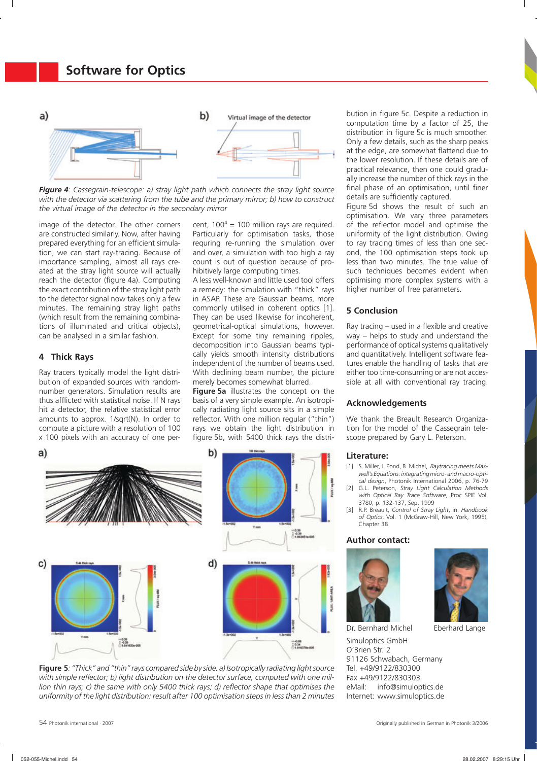*Figure 4: Cassegrain-telescope: a) stray light path which connects the stray light source with the detector via scattering from the tube and the primary mirror; b) how to construct the virtual image of the detector in the secondary mirror*

image of the detector. The other corners are constructed similarly. Now, after having prepared everything for an efficient simulation, we can start ray-tracing. Because of importance sampling, almost all rays created at the stray light source will actually reach the detector (figure 4a). Computing the exact contribution of the stray light path to the detector signal now takes only a few minutes. The remaining stray light paths (which result from the remaining combinations of illuminated and critical objects), can be analysed in a similar fashion.

## 4 Thick Rays

Ray tracers typically model the light distribution of expanded sources with random-number generators. Simulation results are thus afflicted with statistical noise. If N rays hit a detector, the relative statistical error amounts to approx. 1/sqrt(N). In order to compute a picture with a resolution of 100 x 100 pixels with an accuracy of one percent, $100^4$ = 100 million rays are required. Particularly for optimisation tasks, those requiring re-running the simulation over and over, a simulation with too high a ray count is out of question because of prohibitively large computing times.

A less well-known and little used tool offers a remedy: the simulation with "thick" rays in ASAP. These are Gaussian beams, more commonly utilised in coherent optics [1]. They can be used likewise for incoherent, geometrical-optical simulations, however. Except for some tiny remaining ripples, decomposition into Gaussian beams typically yields smooth intensity distributions independent of the number of beams used. With declining beam number, the picture merely becomes somewhat blurred.

**Figure 5a** illustrates the concept on the basis of a very simple example. An isotropically radiating light source sits in a simple reflector. With one million regular ("thin") rays we obtain the light distribution in figure 5b, with 5400 thick rays the distribution in figure 5c. Despite a reduction in computation time by a factor of 25, the distribution in figure 5c is much smoother. Only a few details, such as the sharp peaks at the edge, are somewhat flattend due to the lower resolution. If these details are of practical relevance, then one could gradually increase the number of thick rays in the final phase of an optimisation, until finer details are sufficiently captured.

Figure 5d shows the result of such an optimisation. We vary three parameters of the reflector model and optimise the uniformity of the light distribution. Owing to ray tracing times of less than one second, the 100 optimisation steps took up less than two minutes. The true value of such techniques becomes evident when optimising more complex systems with a higher number of free parameters.

**Figure 5**: *"Thick" and "thin" rays compared side by side. a) Isotropically radiating light source with simple reflector; b) light distribution on the detector surface, computed with one million thin rays; c) the same with only 5400 thick rays; d) reflector shape that optimises the uniformity of the light distribution: result after 100 optimisation steps in less than 2 minutes*

## 5 Conclusion

Ray tracing – used in a flexible and creative way – helps to study and understand the performance of optical systems qualitatively and quantitatively. Intelligent software features enable the handling of tasks that are either too time-consuming or are not accessible at all with conventional ray tracing.

## Acknowledgements

We thank the Breault Research Organization for the model of the Cassegrain telescope prepared by Gary L. Peterson.

## Literature:

[1] S. Miller, J. Pond, B. Michel, *Raytracing meets Maxwell's Equations: integrating micro- and macro-optical design*, Photonik International 2006, p. 76-79

[2] G.L. Peterson, *Stray Light Calculation Methods with Optical Ray Trace Software*, Proc SPIE Vol. 3780, p. 132-137, Sep. 1999

[3] R.P. Breault, *Control of Stray Light*, in: *Handbook of Optics*, Vol. 1 (McGraw-Hill, New York, 1995), Chapter 38

## Author contact:

Dr. Bernhard Michel

Eberhard Lange

Simuloptics GmbH
O'Brien Str. 2
91126 Schwabach, Germany
Tel. +49/9122/830300
Fax +49/9122/830303
eMail: info@simuloptics.de
Internet: www.simuloptics.de

Originally published in German in Photonik 3/2006